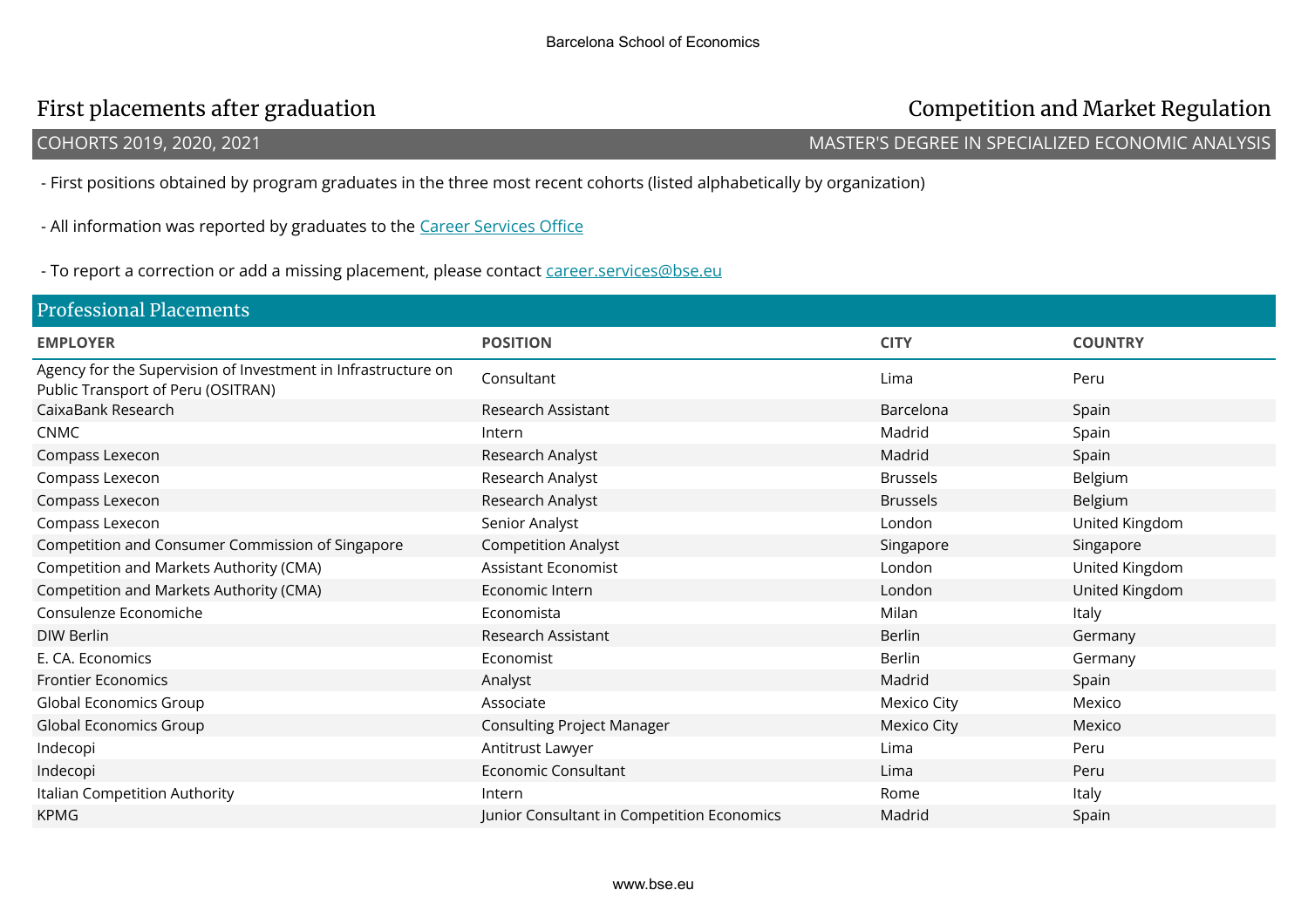# First placements after graduation

## Competition and Market Regulation

COHORTS 2019, 2020, 2021

MASTER'S DEGREE IN SPECIALIZED ECONOMIC ANALYSIS

- First positions obtained by program graduates in the three most recent cohorts (listed alphabetically by organization)

- All information was reported by graduates to the Career Services Office

- To report a correction or add a missing placement, please contact career.services@bse.eu

## Professional Placements

| EMPLOYER | POSITION | CITY | COUNTRY |
|---|---|---|---|
| Agency for the Supervision of Investment in Infrastructure on Public Transport of Peru (OSITRAN) | Consultant | Lima | Peru |
| CaixaBank Research | Research Assistant | Barcelona | Spain |
| CNMC | Intern | Madrid | Spain |
| Compass Lexecon | Research Analyst | Madrid | Spain |
| Compass Lexecon | Research Analyst | Brussels | Belgium |
| Compass Lexecon | Research Analyst | Brussels | Belgium |
| Compass Lexecon | Senior Analyst | London | United Kingdom |
| Competition and Consumer Commission of Singapore | Competition Analyst | Singapore | Singapore |
| Competition and Markets Authority (CMA) | Assistant Economist | London | United Kingdom |
| Competition and Markets Authority (CMA) | Economic Intern | London | United Kingdom |
| Consulenze Economiche | Economista | Milan | Italy |
| DIW Berlin | Research Assistant | Berlin | Germany |
| E. CA. Economics | Economist | Berlin | Germany |
| Frontier Economics | Analyst | Madrid | Spain |
| Global Economics Group | Associate | Mexico City | Mexico |
| Global Economics Group | Consulting Project Manager | Mexico City | Mexico |
| Indecopi | Antitrust Lawyer | Lima | Peru |
| Indecopi | Economic Consultant | Lima | Peru |
| Italian Competition Authority | Intern | Rome | Italy |
| KPMG | Junior Consultant in Competition Economics | Madrid | Spain |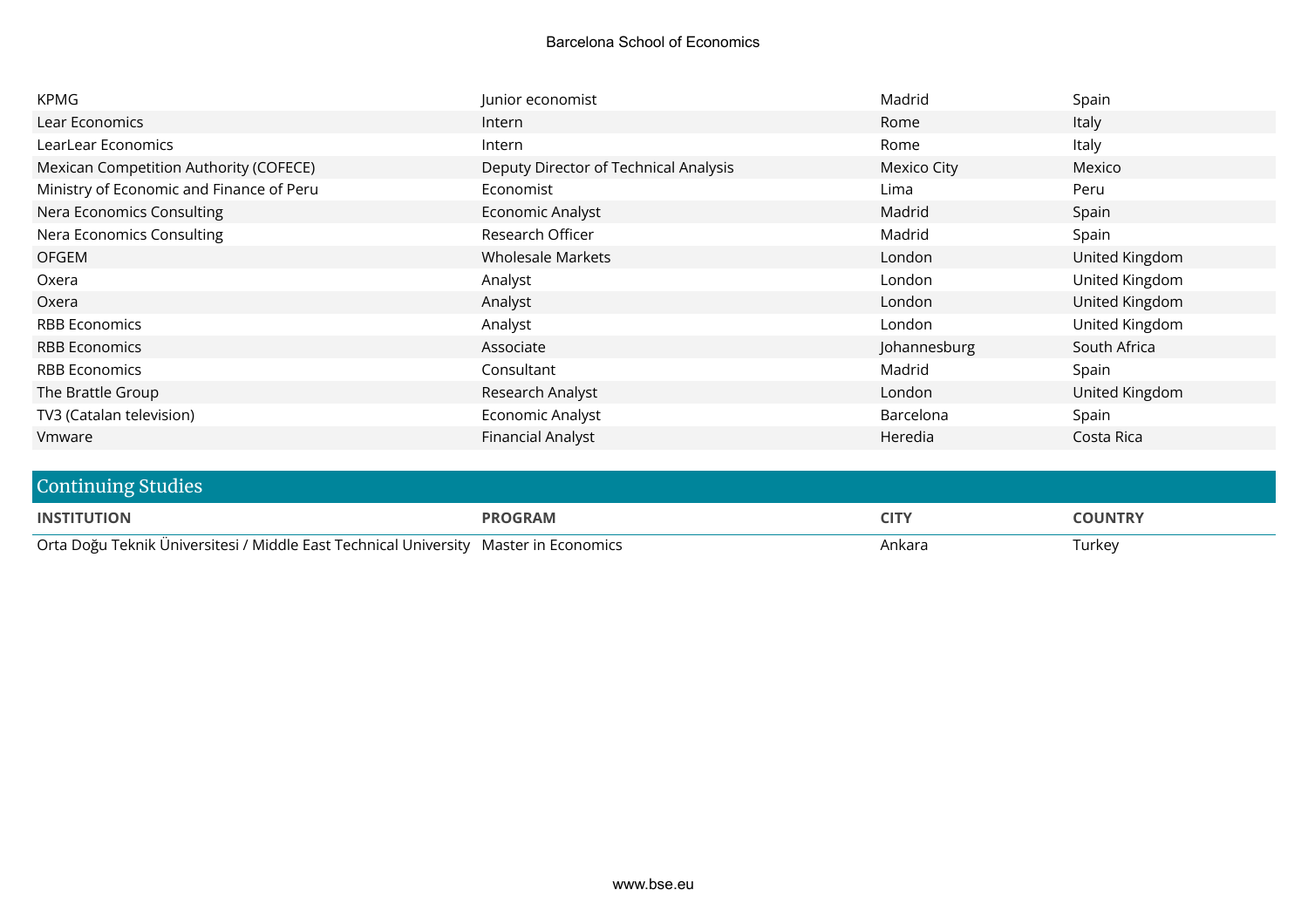| | | | |
|---|---|---|---|
| KPMG | Junior economist | Madrid | Spain |
| Lear Economics | Intern | Rome | Italy |
| LearLear Economics | Intern | Rome | Italy |
| Mexican Competition Authority (COFECE) | Deputy Director of Technical Analysis | Mexico City | Mexico |
| Ministry of Economic and Finance of Peru | Economist | Lima | Peru |
| Nera Economics Consulting | Economic Analyst | Madrid | Spain |
| Nera Economics Consulting | Research Officer | Madrid | Spain |
| OFGEM | Wholesale Markets | London | United Kingdom |
| Oxera | Analyst | London | United Kingdom |
| Oxera | Analyst | London | United Kingdom |
| RBB Economics | Analyst | London | United Kingdom |
| RBB Economics | Associate | Johannesburg | South Africa |
| RBB Economics | Consultant | Madrid | Spain |
| The Brattle Group | Research Analyst | London | United Kingdom |
| TV3 (Catalan television) | Economic Analyst | Barcelona | Spain |
| Vmware | Financial Analyst | Heredia | Costa Rica |

## Continuing Studies

| INSTITUTION | PROGRAM | CITY | COUNTRY |
|---|---|---|---|
| Orta Doğu Teknik Üniversitesi / Middle East Technical University | Master in Economics | Ankara | Turkey |